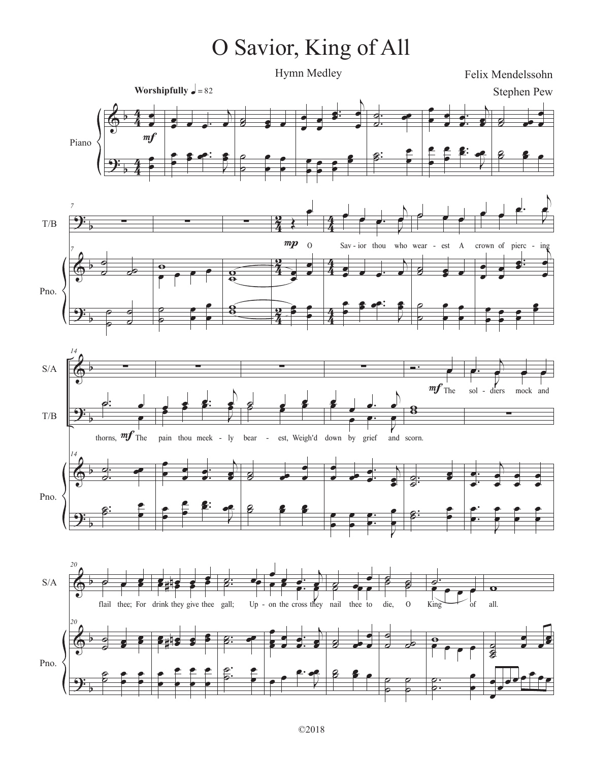# O Savior, King of All

Hymn Medley

Felix Mendelssohn

Stephen Pew

Worshipfully ♩ = 82

Piano

*mf*

T/B

*mp* O Sav - ior thou who wear - est A crown of pierc - ing thorns, *mf* The pain thou meek - ly bear - est, Weigh'd down by grief and scorn.

S/A

*mf* The sol - diers mock and flail thee; For drink they give thee gall; Up - on the cross they nail thee to die, O King of all.

©2018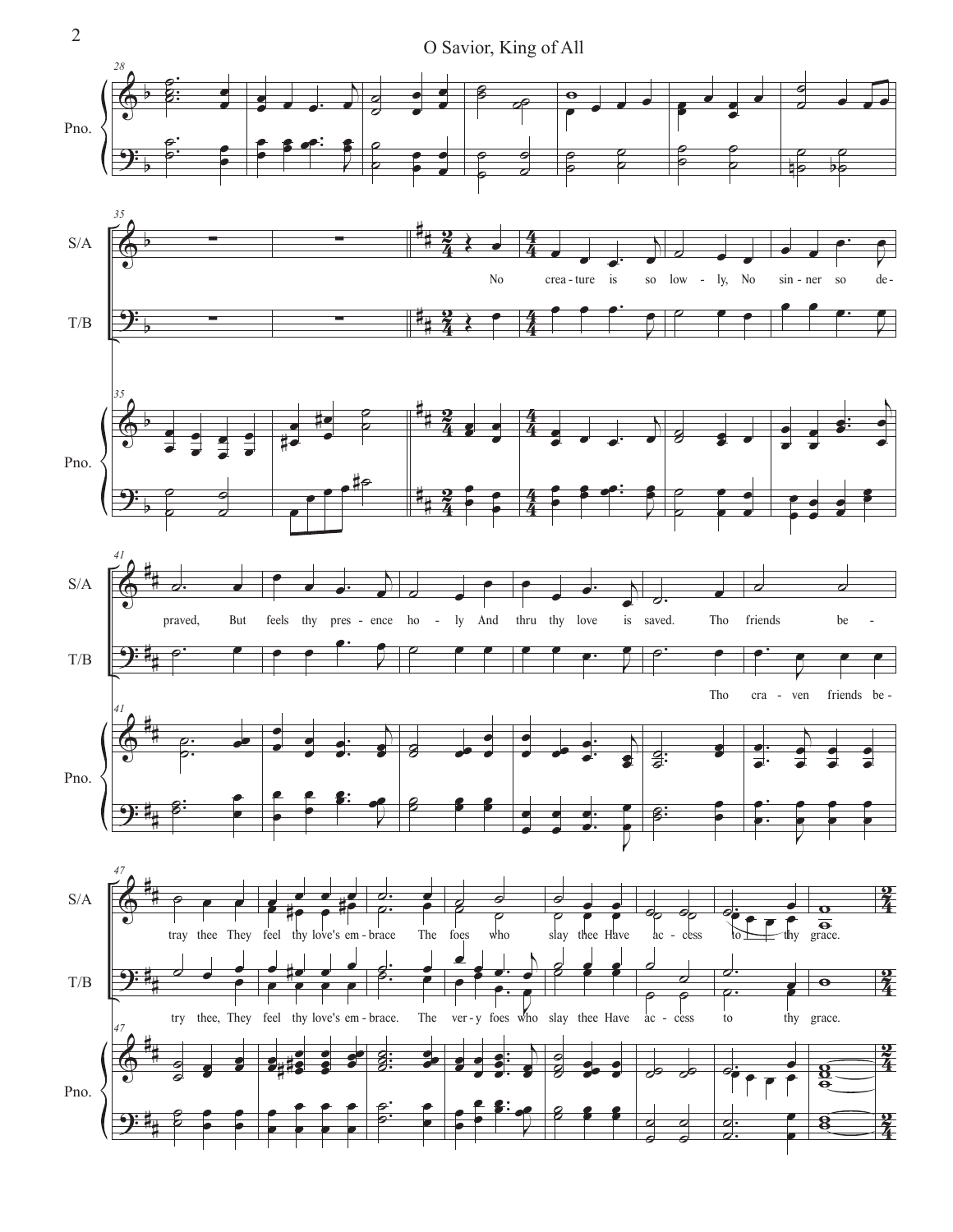O Savior, King of All

No creature is so lowly, No sinner so depraved, But feels thy presence holy And thru thy love is saved. Tho friends betray thee They feel thy love's embrace The foes who slay thee Have access to thy grace.

Tho craven friends betry thee, They feel thy love's embrace. The very foes who slay thee Have access to thy grace.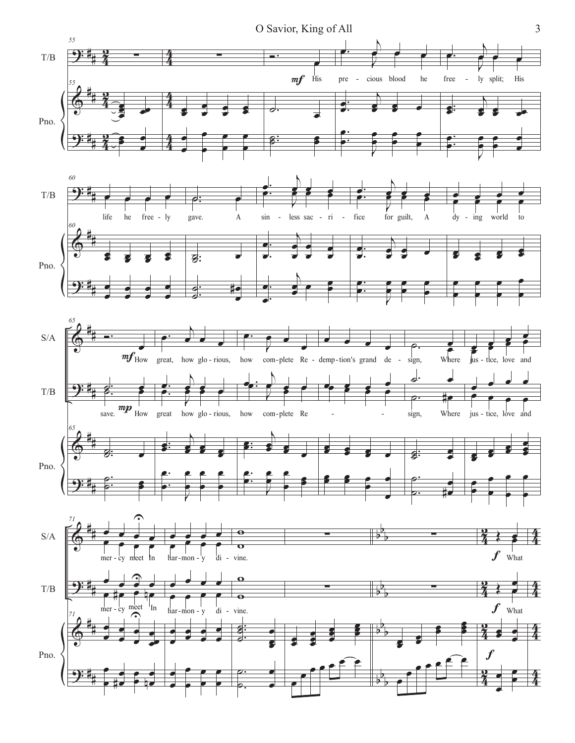T/B: His precious blood he freely split; His life he freely gave. A sinless sacrifice for guilt, A dying world to save.

S/A: How great, how glorious, how complete Redemption's grand design, Where justice, love and mercy meet In harmony divine.

T/B: How great how glorious, how complete Re - sign, Where justice, love and mercy meet In harmony divine.

S/A, T/B: What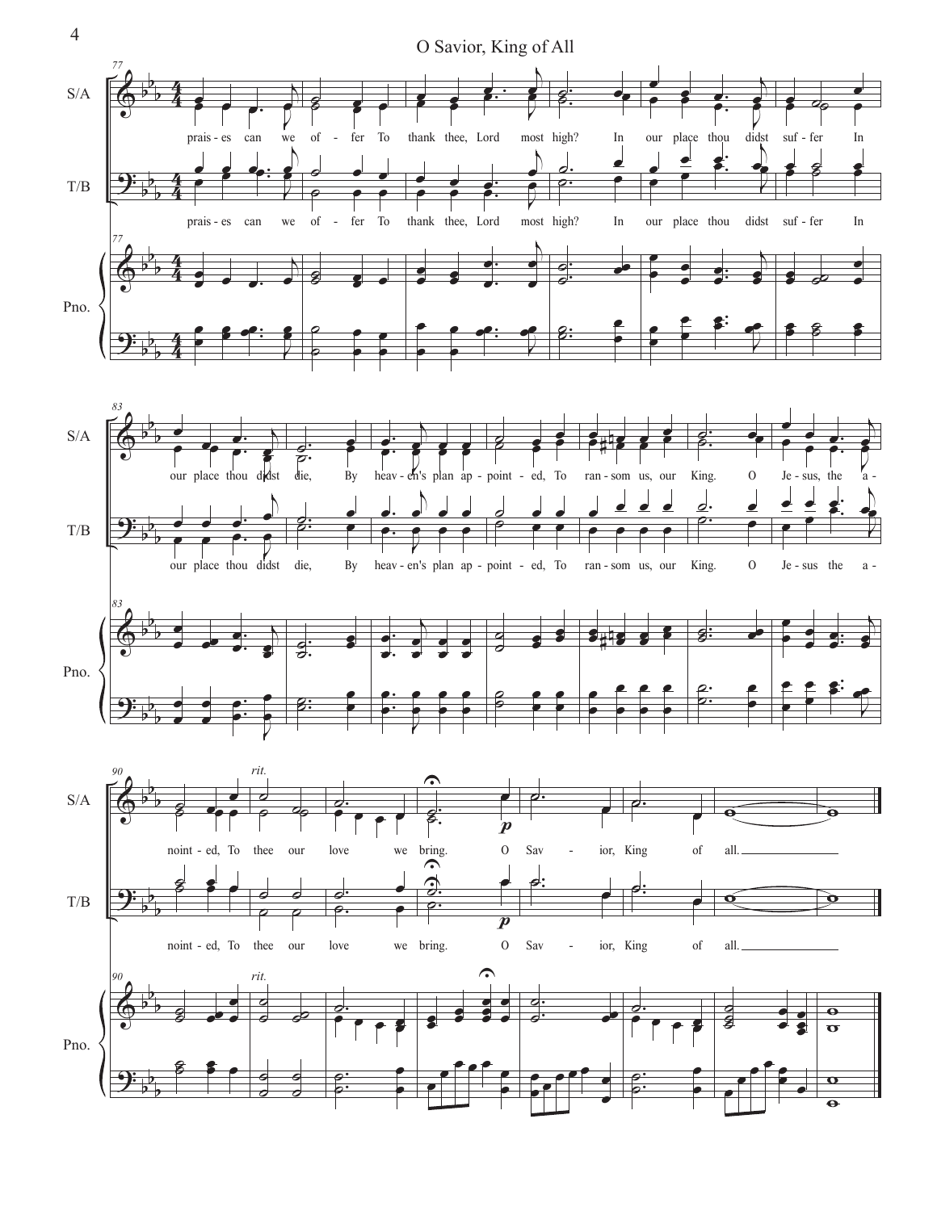praises can we offer To thank thee, Lord most high? In our place thou didst suffer In our place thou didst die, By heaven's plan appointed, To ransom us, our King. O Jesus, the anointed, To thee our love we bring. O Savior, King of all.